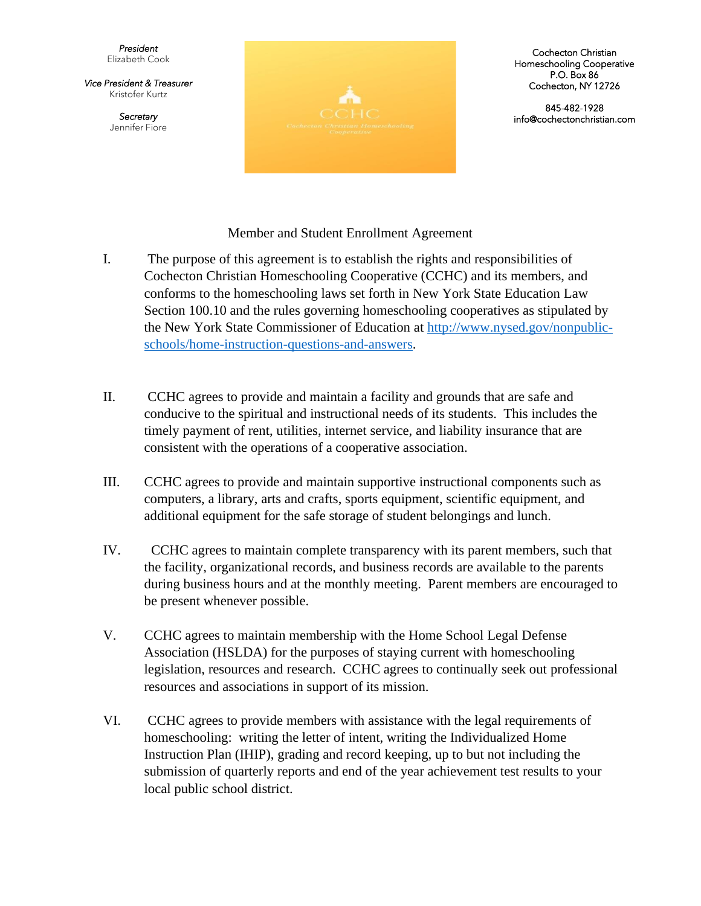*President*
Elizabeth Cook

*Vice President & Treasurer*
Kristofer Kurtz

*Secretary*
Jennifer Fiore

CCHC
Cochecton Christian Homeschooling Cooperative

Cochecton Christian Homeschooling Cooperative
P.O. Box 86
Cochecton, NY 12726

845-482-1928
info@cochectonchristian.com

## Member and Student Enrollment Agreement

I. The purpose of this agreement is to establish the rights and responsibilities of Cochecton Christian Homeschooling Cooperative (CCHC) and its members, and conforms to the homeschooling laws set forth in New York State Education Law Section 100.10 and the rules governing homeschooling cooperatives as stipulated by the New York State Commissioner of Education at [http://www.nysed.gov/nonpublic-schools/home-instruction-questions-and-answers](http://www.nysed.gov/nonpublic-schools/home-instruction-questions-and-answers).

II. CCHC agrees to provide and maintain a facility and grounds that are safe and conducive to the spiritual and instructional needs of its students. This includes the timely payment of rent, utilities, internet service, and liability insurance that are consistent with the operations of a cooperative association.

III. CCHC agrees to provide and maintain supportive instructional components such as computers, a library, arts and crafts, sports equipment, scientific equipment, and additional equipment for the safe storage of student belongings and lunch.

IV. CCHC agrees to maintain complete transparency with its parent members, such that the facility, organizational records, and business records are available to the parents during business hours and at the monthly meeting. Parent members are encouraged to be present whenever possible.

V. CCHC agrees to maintain membership with the Home School Legal Defense Association (HSLDA) for the purposes of staying current with homeschooling legislation, resources and research. CCHC agrees to continually seek out professional resources and associations in support of its mission.

VI. CCHC agrees to provide members with assistance with the legal requirements of homeschooling: writing the letter of intent, writing the Individualized Home Instruction Plan (IHIP), grading and record keeping, up to but not including the submission of quarterly reports and end of the year achievement test results to your local public school district.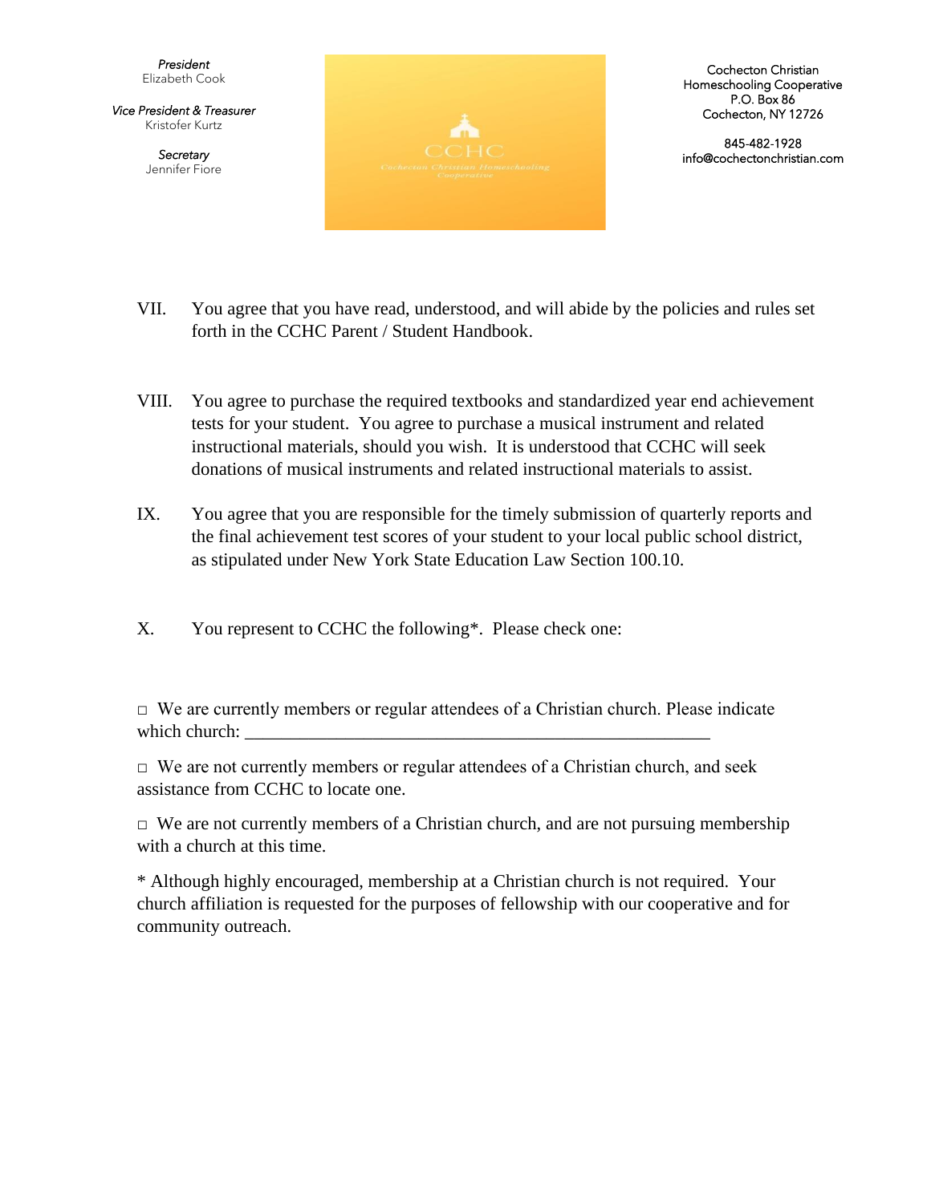*President*
Elizabeth Cook

*Vice President & Treasurer*
Kristofer Kurtz

*Secretary*
Jennifer Fiore

Cochecton Christian Homeschooling Cooperative
P.O. Box 86
Cochecton, NY 12726

845-482-1928
info@cochectonchristian.com

VII. You agree that you have read, understood, and will abide by the policies and rules set forth in the CCHC Parent / Student Handbook.

VIII. You agree to purchase the required textbooks and standardized year end achievement tests for your student. You agree to purchase a musical instrument and related instructional materials, should you wish. It is understood that CCHC will seek donations of musical instruments and related instructional materials to assist.

IX. You agree that you are responsible for the timely submission of quarterly reports and the final achievement test scores of your student to your local public school district, as stipulated under New York State Education Law Section 100.10.

X. You represent to CCHC the following*. Please check one:

□ We are currently members or regular attendees of a Christian church. Please indicate which church: ____________________________________________________

□ We are not currently members or regular attendees of a Christian church, and seek assistance from CCHC to locate one.

□ We are not currently members of a Christian church, and are not pursuing membership with a church at this time.

* Although highly encouraged, membership at a Christian church is not required. Your church affiliation is requested for the purposes of fellowship with our cooperative and for community outreach.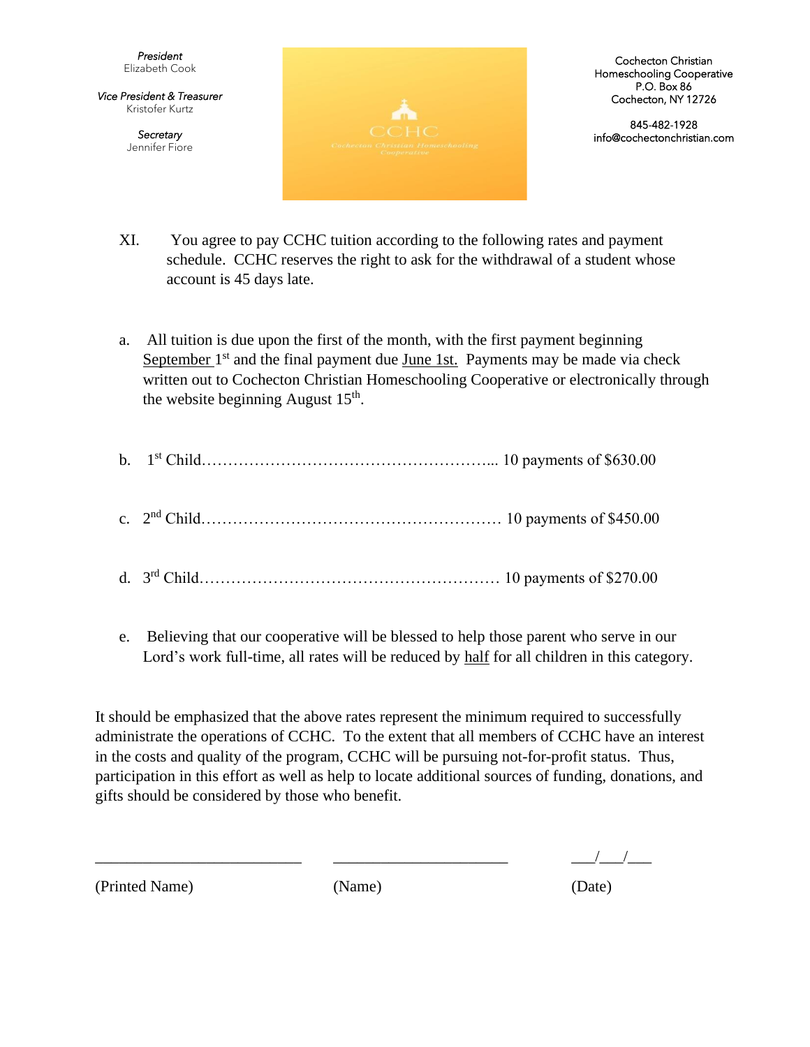President
Elizabeth Cook

Vice President & Treasurer
Kristofer Kurtz

Secretary
Jennifer Fiore

CCHC
Cochecton Christian Homeschooling Cooperative

Cochecton Christian
Homeschooling Cooperative
P.O. Box 86
Cochecton, NY 12726

845-482-1928
info@cochectonchristian.com

XI. You agree to pay CCHC tuition according to the following rates and payment schedule. CCHC reserves the right to ask for the withdrawal of a student whose account is 45 days late.

a. All tuition is due upon the first of the month, with the first payment beginning September 1st and the final payment due June 1st. Payments may be made via check written out to Cochecton Christian Homeschooling Cooperative or electronically through the website beginning August 15th.

b. 1st Child………………………………………………... 10 payments of $630.00

c. 2nd Child………………………………………………… 10 payments of $450.00

d. 3rd Child………………………………………………… 10 payments of $270.00

e. Believing that our cooperative will be blessed to help those parent who serve in our Lord's work full-time, all rates will be reduced by half for all children in this category.

It should be emphasized that the above rates represent the minimum required to successfully administrate the operations of CCHC. To the extent that all members of CCHC have an interest in the costs and quality of the program, CCHC will be pursuing not-for-profit status. Thus, participation in this effort as well as help to locate additional sources of funding, donations, and gifts should be considered by those who benefit.

\_\_\_\_\_\_\_\_\_\_\_\_\_\_\_\_\_\_\_\_\_\_\_\_\_\_ \_\_\_\_\_\_\_\_\_\_\_\_\_\_\_\_\_\_\_\_\_\_ \_\_\_/\_\_\_/\_\_\_

(Printed Name) (Name) (Date)